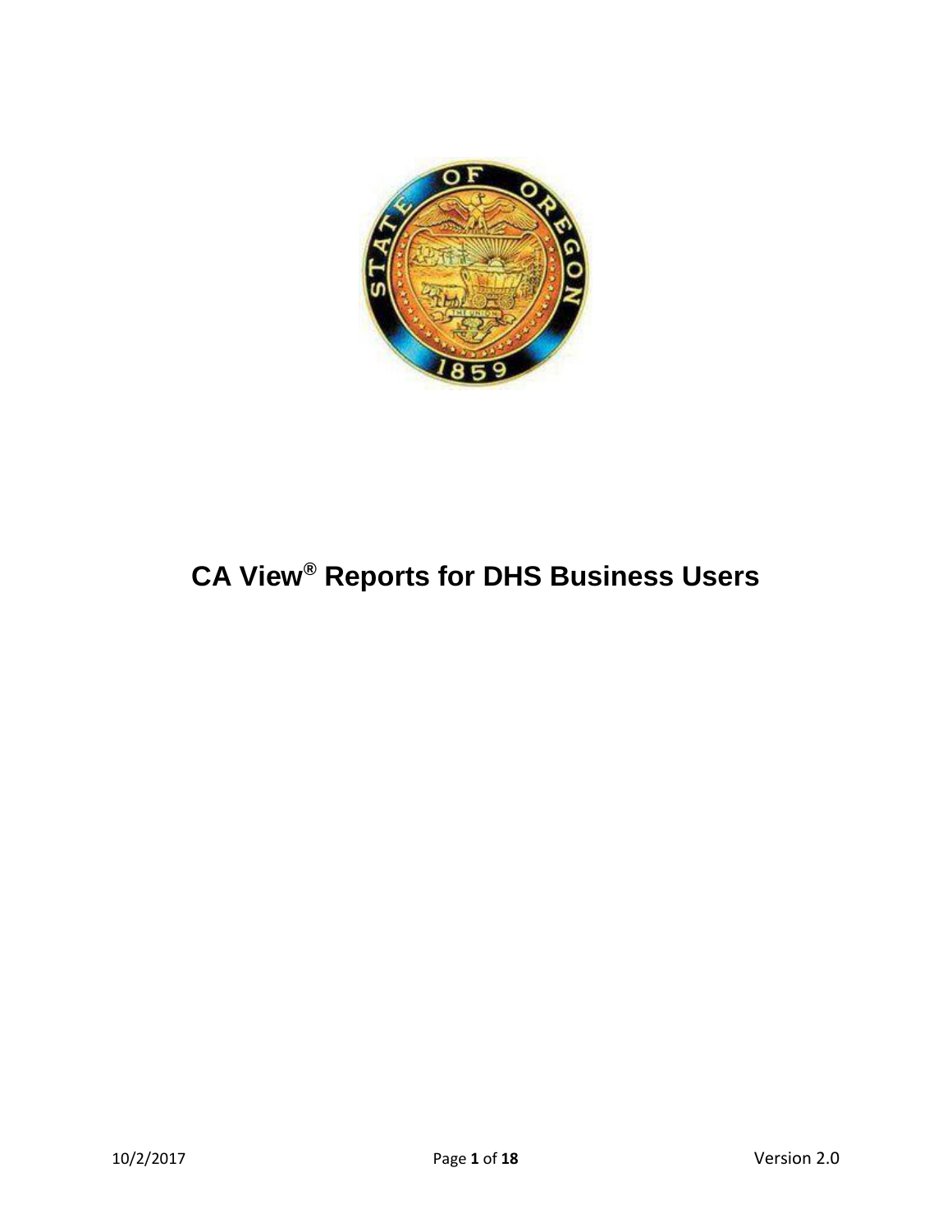# CA View® Reports for DHS Business Users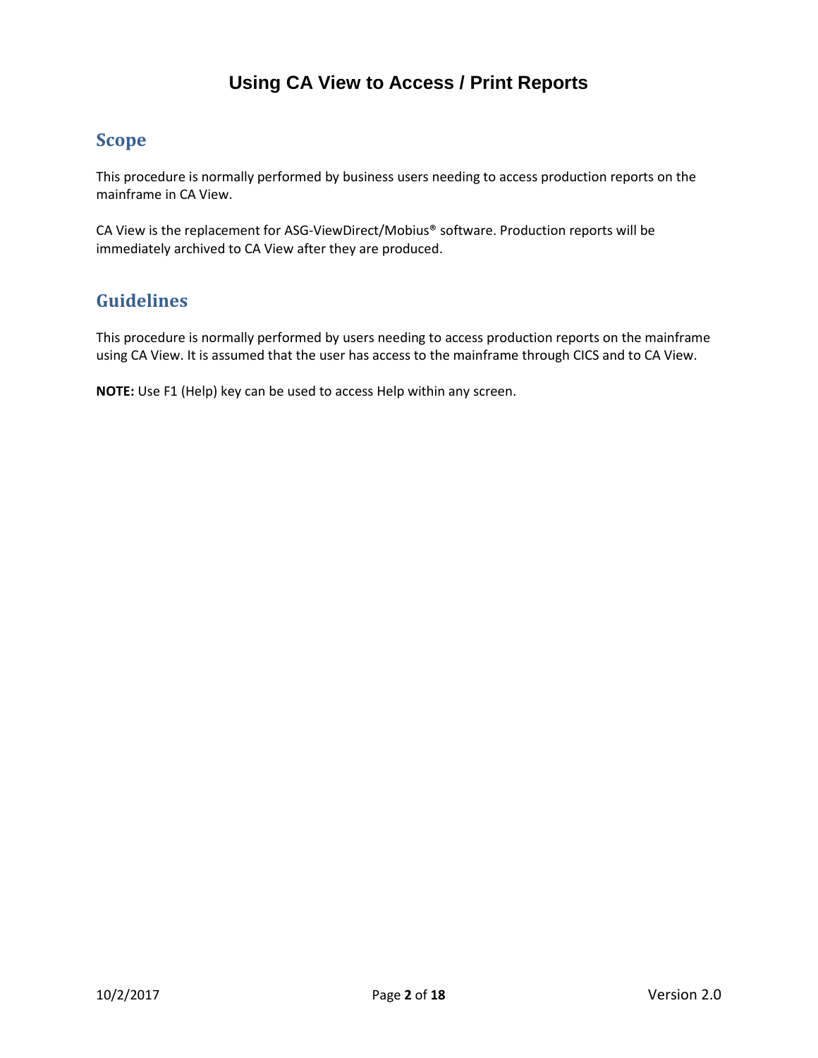# Using CA View to Access / Print Reports

## Scope

This procedure is normally performed by business users needing to access production reports on the mainframe in CA View.

CA View is the replacement for ASG-ViewDirect/Mobius® software. Production reports will be immediately archived to CA View after they are produced.

## Guidelines

This procedure is normally performed by users needing to access production reports on the mainframe using CA View. It is assumed that the user has access to the mainframe through CICS and to CA View.

**NOTE:** Use F1 (Help) key can be used to access Help within any screen.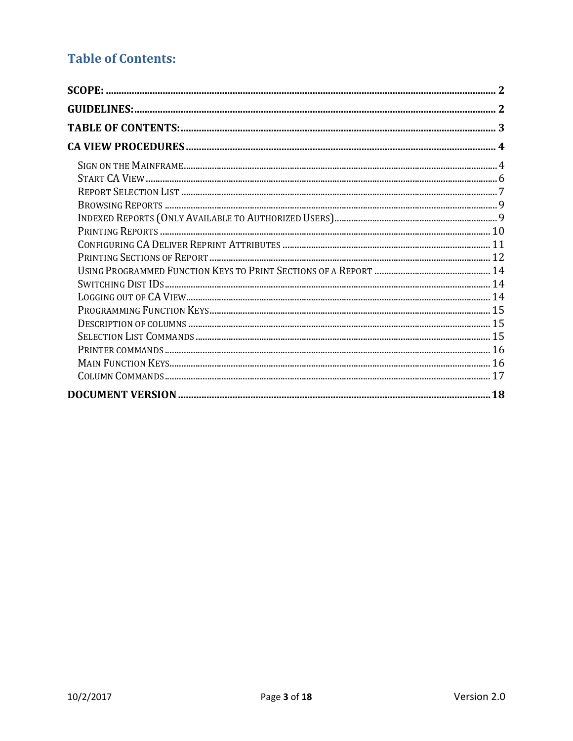## Table of Contents:

**SCOPE:** ........................................................................................................ **2**

**GUIDELINES:** ............................................................................................... **2**

**TABLE OF CONTENTS:** ................................................................................ **3**

**CA VIEW PROCEDURES** ............................................................................. **4**

- Sign on the Mainframe ............................................................................. 4
- Start CA View ............................................................................................ 6
- Report Selection List ................................................................................. 7
- Browsing Reports ....................................................................................... 9
- Indexed Reports (Only Available to Authorized Users) ............................ 9
- Printing Reports ........................................................................................ 10
- Configuring CA Deliver Reprint Attributes ............................................... 11
- Printing Sections of Report ....................................................................... 12
- Using Programmed Function Keys to Print Sections of a Report ............ 14
- Switching Dist IDs ..................................................................................... 14
- Logging out of CA View ............................................................................ 14
- Programming Function Keys ..................................................................... 15
- Description of columns ............................................................................ 15
- Selection List Commands ......................................................................... 15
- Printer commands ..................................................................................... 16
- Main Function Keys .................................................................................. 16
- Column Commands .................................................................................. 17

**DOCUMENT VERSION** .............................................................................. **18**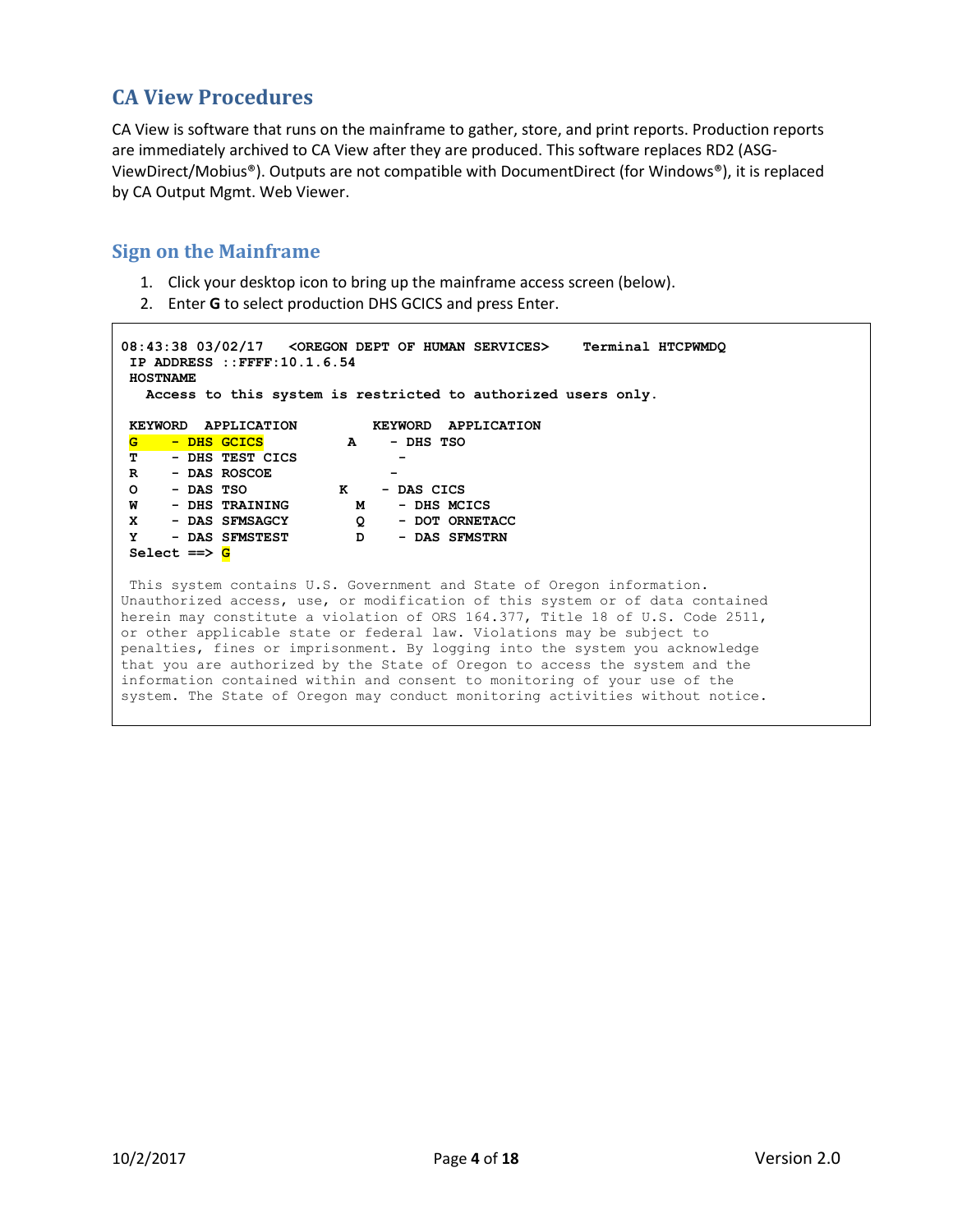## CA View Procedures

CA View is software that runs on the mainframe to gather, store, and print reports. Production reports are immediately archived to CA View after they are produced. This software replaces RD2 (ASG-ViewDirect/Mobius®). Outputs are not compatible with DocumentDirect (for Windows®), it is replaced by CA Output Mgmt. Web Viewer.

### Sign on the Mainframe

1. Click your desktop icon to bring up the mainframe access screen (below).
2. Enter **G** to select production DHS GCICS and press Enter.

```
08:43:38 03/02/17   <OREGON DEPT OF HUMAN SERVICES>    Terminal HTCPWMDQ
 IP ADDRESS ::FFFF:10.1.6.54
 HOSTNAME
   Access to this system is restricted to authorized users only.

 KEYWORD  APPLICATION         KEYWORD  APPLICATION
 G     - DHS GCICS          A     - DHS TSO
 T     - DHS TEST CICS            -
 R     - DAS ROSCOE               -
 O     - DAS TSO           K     - DAS CICS
 W     - DHS TRAINING        M     - DHS MCICS
 X     - DAS SFMSAGCY        Q     - DOT ORNETACC
 Y     - DAS SFMSTEST        D     - DAS SFMSTRN
 Select ==> G

 This system contains U.S. Government and State of Oregon information.
Unauthorized access, use, or modification of this system or of data contained
herein may constitute a violation of ORS 164.377, Title 18 of U.S. Code 2511,
or other applicable state or federal law. Violations may be subject to
penalties, fines or imprisonment. By logging into the system you acknowledge
that you are authorized by the State of Oregon to access the system and the
information contained within and consent to monitoring of your use of the
system. The State of Oregon may conduct monitoring activities without notice.
```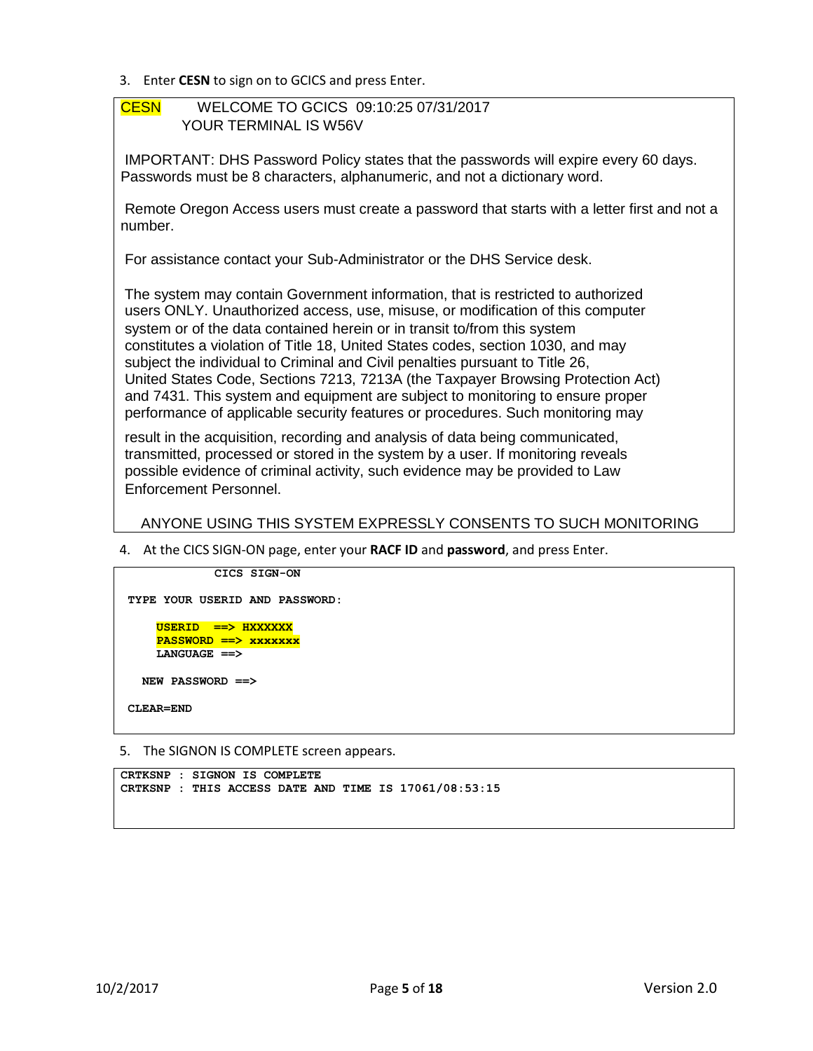3. Enter **CESN** to sign on to GCICS and press Enter.

```
CESN        WELCOME TO GCICS  09:10:25 07/31/2017
            YOUR TERMINAL IS W56V

 IMPORTANT: DHS Password Policy states that the passwords will expire every 60 days.
Passwords must be 8 characters, alphanumeric, and not a dictionary word.

 Remote Oregon Access users must create a password that starts with a letter first and not a
number.

 For assistance contact your Sub-Administrator or the DHS Service desk.

 The system may contain Government information, that is restricted to authorized
 users ONLY. Unauthorized access, use, misuse, or modification of this computer
 system or of the data contained herein or in transit to/from this system
 constitutes a violation of Title 18, United States codes, section 1030, and may
 subject the individual to Criminal and Civil penalties pursuant to Title 26,
 United States Code, Sections 7213, 7213A (the Taxpayer Browsing Protection Act)
 and 7431. This system and equipment are subject to monitoring to ensure proper
 performance of applicable security features or procedures. Such monitoring may
 result in the acquisition, recording and analysis of data being communicated,
 transmitted, processed or stored in the system by a user. If monitoring reveals
 possible evidence of criminal activity, such evidence may be provided to Law
 Enforcement Personnel.

   ANYONE USING THIS SYSTEM EXPRESSLY CONSENTS TO SUCH MONITORING
```

4. At the CICS SIGN-ON page, enter your **RACF ID** and **password**, and press Enter.

```
             CICS SIGN-ON

 TYPE YOUR USERID AND PASSWORD:

     USERID   ==> HXXXXXX
     PASSWORD ==> xxxxxxx
     LANGUAGE ==>

   NEW PASSWORD ==>

 CLEAR=END
```

5. The SIGNON IS COMPLETE screen appears.

```
CRTKSNP : SIGNON IS COMPLETE
CRTKSNP : THIS ACCESS DATE AND TIME IS 17061/08:53:15
```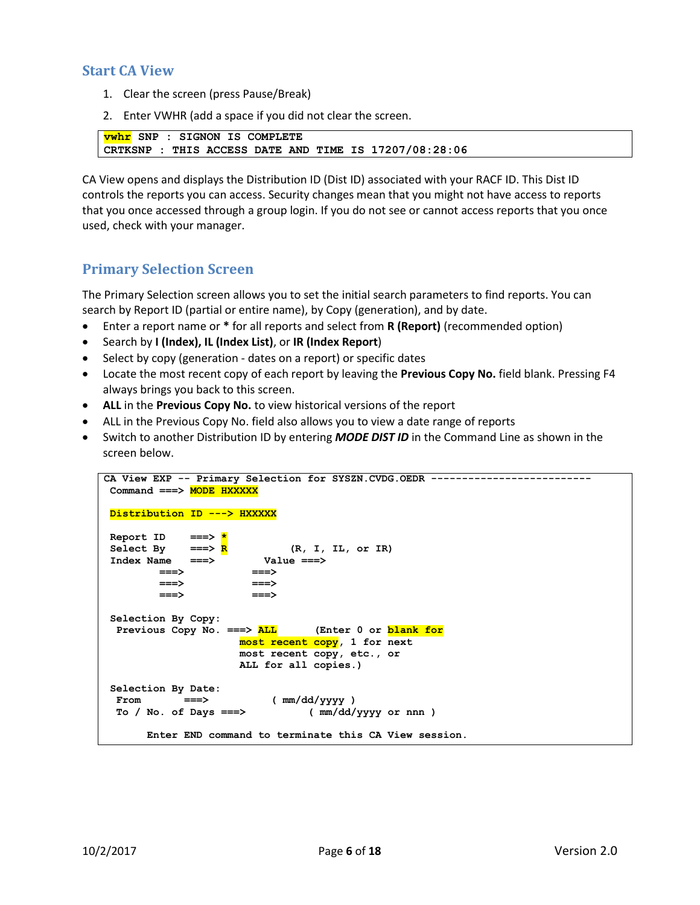## Start CA View

1. Clear the screen (press Pause/Break)
2. Enter VWHR (add a space if you did not clear the screen.

```
vwhr SNP : SIGNON IS COMPLETE
CRTKSNP : THIS ACCESS DATE AND TIME IS 17207/08:28:06
```

CA View opens and displays the Distribution ID (Dist ID) associated with your RACF ID. This Dist ID controls the reports you can access. Security changes mean that you might not have access to reports that you once accessed through a group login. If you do not see or cannot access reports that you once used, check with your manager.

## Primary Selection Screen

The Primary Selection screen allows you to set the initial search parameters to find reports. You can search by Report ID (partial or entire name), by Copy (generation), and by date.

- Enter a report name or * for all reports and select from **R (Report)** (recommended option)
- Search by **I (Index), IL (Index List)**, or **IR (Index Report**)
- Select by copy (generation - dates on a report) or specific dates
- Locate the most recent copy of each report by leaving the **Previous Copy No.** field blank. Pressing F4 always brings you back to this screen.
- **ALL** in the **Previous Copy No.** to view historical versions of the report
- ALL in the Previous Copy No. field also allows you to view a date range of reports
- Switch to another Distribution ID by entering ***MODE DIST ID*** in the Command Line as shown in the screen below.

```
CA View EXP -- Primary Selection for SYSZN.CVDG.OEDR --------------------------
 Command ===> MODE HXXXXX

 Distribution ID ---> HXXXXX

 Report ID    ===> *
 Select By    ===> R          (R, I, IL, or IR)
 Index Name   ===>          Value ===>
         ===>              ===>
         ===>              ===>
         ===>              ===>

 Selection By Copy:
  Previous Copy No. ===> ALL      (Enter 0 or blank for
                       most recent copy, 1 for next
                       most recent copy, etc., or
                       ALL for all copies.)

 Selection By Date:
  From        ===>          ( mm/dd/yyyy )
  To / No. of Days ===>          ( mm/dd/yyyy or nnn )

       Enter END command to terminate this CA View session.
```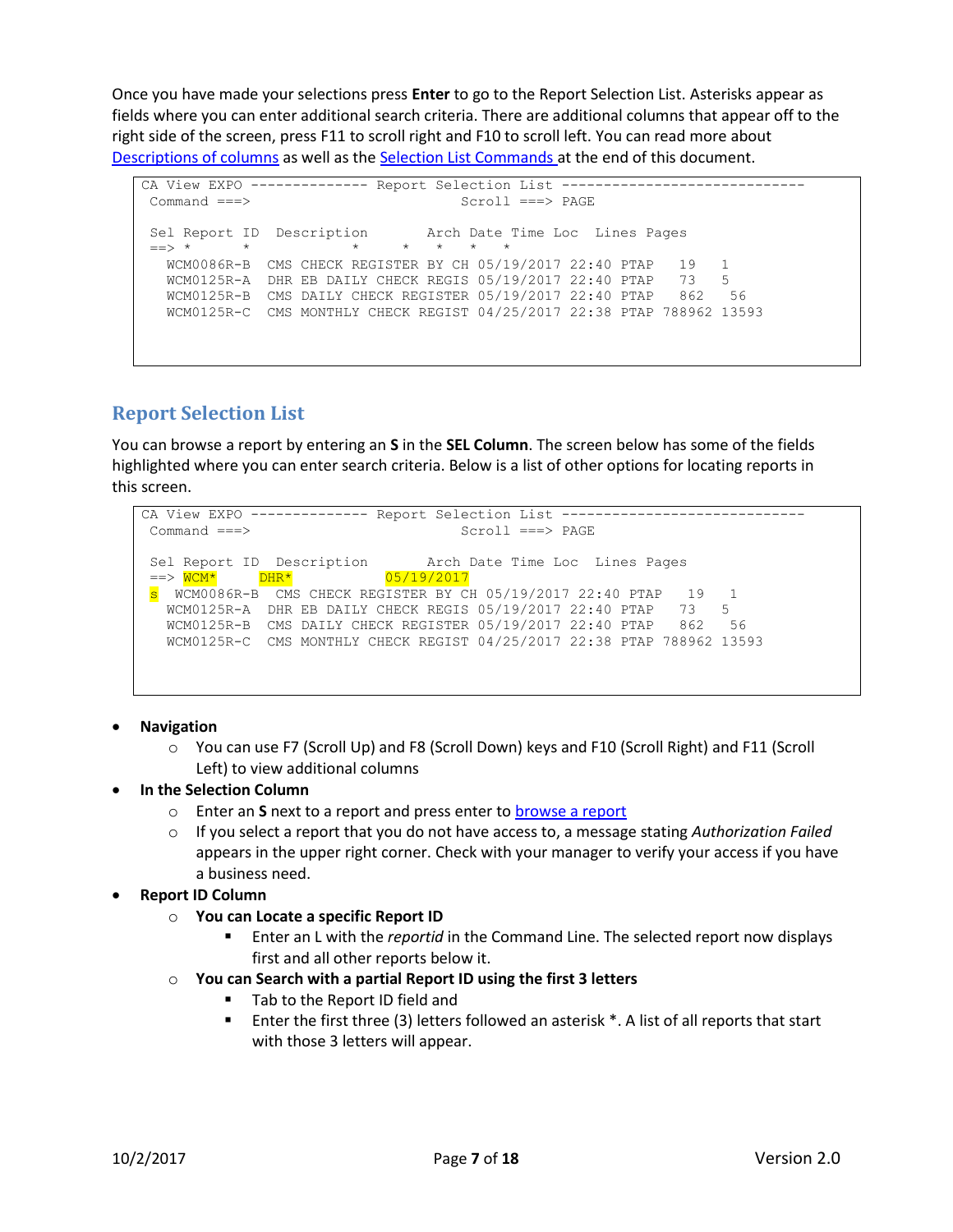Once you have made your selections press **Enter** to go to the Report Selection List. Asterisks appear as fields where you can enter additional search criteria. There are additional columns that appear off to the right side of the screen, press F11 to scroll right and F10 to scroll left. You can read more about Descriptions of columns as well as the Selection List Commands at the end of this document.

```
CA View EXPO -------------- Report Selection List ----------------------------
 Command ===>                              Scroll ===> PAGE

 Sel Report ID  Description       Arch Date Time Loc  Lines Pages
 ==> *        *             *     *    *    *    *
   WCM0086R-B  CMS CHECK REGISTER BY CH 05/19/2017 22:40 PTAP   19    1
   WCM0125R-A  DHR EB DAILY CHECK REGIS 05/19/2017 22:40 PTAP   73    5
   WCM0125R-B  CMS DAILY CHECK REGISTER 05/19/2017 22:40 PTAP   862   56
   WCM0125R-C  CMS MONTHLY CHECK REGIST 04/25/2017 22:38 PTAP 788962 13593
```

## Report Selection List

You can browse a report by entering an **S** in the **SEL Column**. The screen below has some of the fields highlighted where you can enter search criteria. Below is a list of other options for locating reports in this screen.

```
CA View EXPO -------------- Report Selection List ----------------------------
 Command ===>                              Scroll ===> PAGE

 Sel Report ID  Description       Arch Date Time Loc  Lines Pages
 ==> WCM*      DHR*            05/19/2017
 s  WCM0086R-B  CMS CHECK REGISTER BY CH 05/19/2017 22:40 PTAP   19    1
   WCM0125R-A  DHR EB DAILY CHECK REGIS 05/19/2017 22:40 PTAP   73    5
   WCM0125R-B  CMS DAILY CHECK REGISTER 05/19/2017 22:40 PTAP   862   56
   WCM0125R-C  CMS MONTHLY CHECK REGIST 04/25/2017 22:38 PTAP 788962 13593
```

- **Navigation**
  - You can use F7 (Scroll Up) and F8 (Scroll Down) keys and F10 (Scroll Right) and F11 (Scroll Left) to view additional columns
- **In the Selection Column**
  - Enter an **S** next to a report and press enter to browse a report
  - If you select a report that you do not have access to, a message stating *Authorization Failed* appears in the upper right corner. Check with your manager to verify your access if you have a business need.
- **Report ID Column**
  - **You can Locate a specific Report ID**
    - Enter an L with the *reportid* in the Command Line. The selected report now displays first and all other reports below it.
  - **You can Search with a partial Report ID using the first 3 letters**
    - Tab to the Report ID field and
    - Enter the first three (3) letters followed an asterisk *. A list of all reports that start with those 3 letters will appear.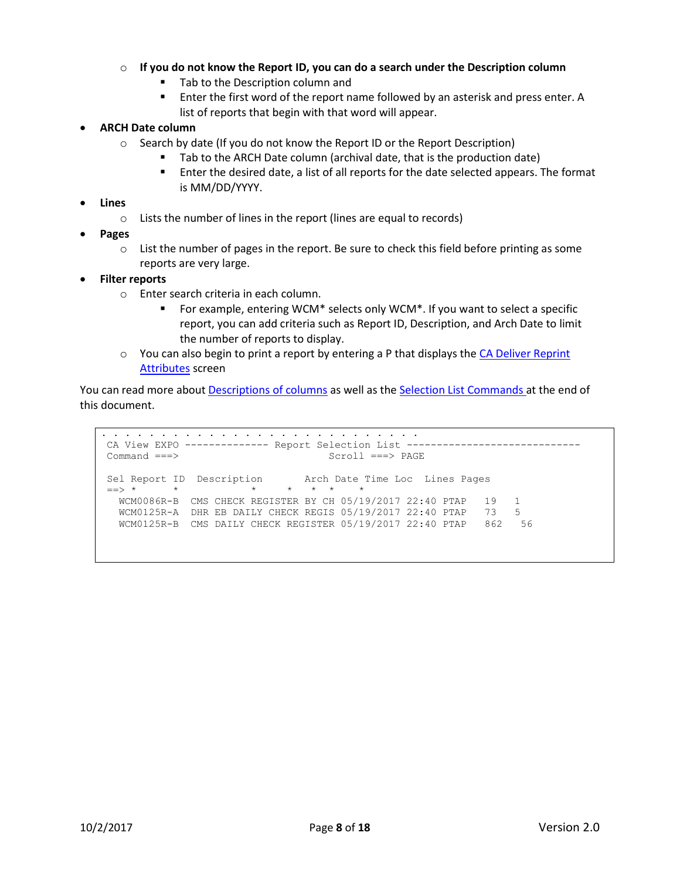- **If you do not know the Report ID, you can do a search under the Description column**
  - Tab to the Description column and
  - Enter the first word of the report name followed by an asterisk and press enter. A list of reports that begin with that word will appear.

- **ARCH Date column**
  - Search by date (If you do not know the Report ID or the Report Description)
    - Tab to the ARCH Date column (archival date, that is the production date)
    - Enter the desired date, a list of all reports for the date selected appears. The format is MM/DD/YYYY.
- **Lines**
  - Lists the number of lines in the report (lines are equal to records)
- **Pages**
  - List the number of pages in the report. Be sure to check this field before printing as some reports are very large.
- **Filter reports**
  - Enter search criteria in each column.
    - For example, entering WCM* selects only WCM*. If you want to select a specific report, you can add criteria such as Report ID, Description, and Arch Date to limit the number of reports to display.
  - You can also begin to print a report by entering a P that displays the [CA Deliver Reprint Attributes]() screen

You can read more about [Descriptions of columns]() as well as the [Selection List Commands]() at the end of this document.

```
. . . . . . . . . . . . . . . . . . . . . . . . . . . . . . . . . . . . . . . .
 CA View EXPO -------------- Report Selection List ----------------------------
 Command ===>                                Scroll ===> PAGE

 Sel Report ID  Description       Arch Date Time Loc  Lines Pages
 ==> *      *            *     *   *  *    *
   WCM0086R-B  CMS CHECK REGISTER BY CH 05/19/2017 22:40 PTAP   19    1
   WCM0125R-A  DHR EB DAILY CHECK REGIS 05/19/2017 22:40 PTAP   73    5
   WCM0125R-B  CMS DAILY CHECK REGISTER 05/19/2017 22:40 PTAP   862   56
```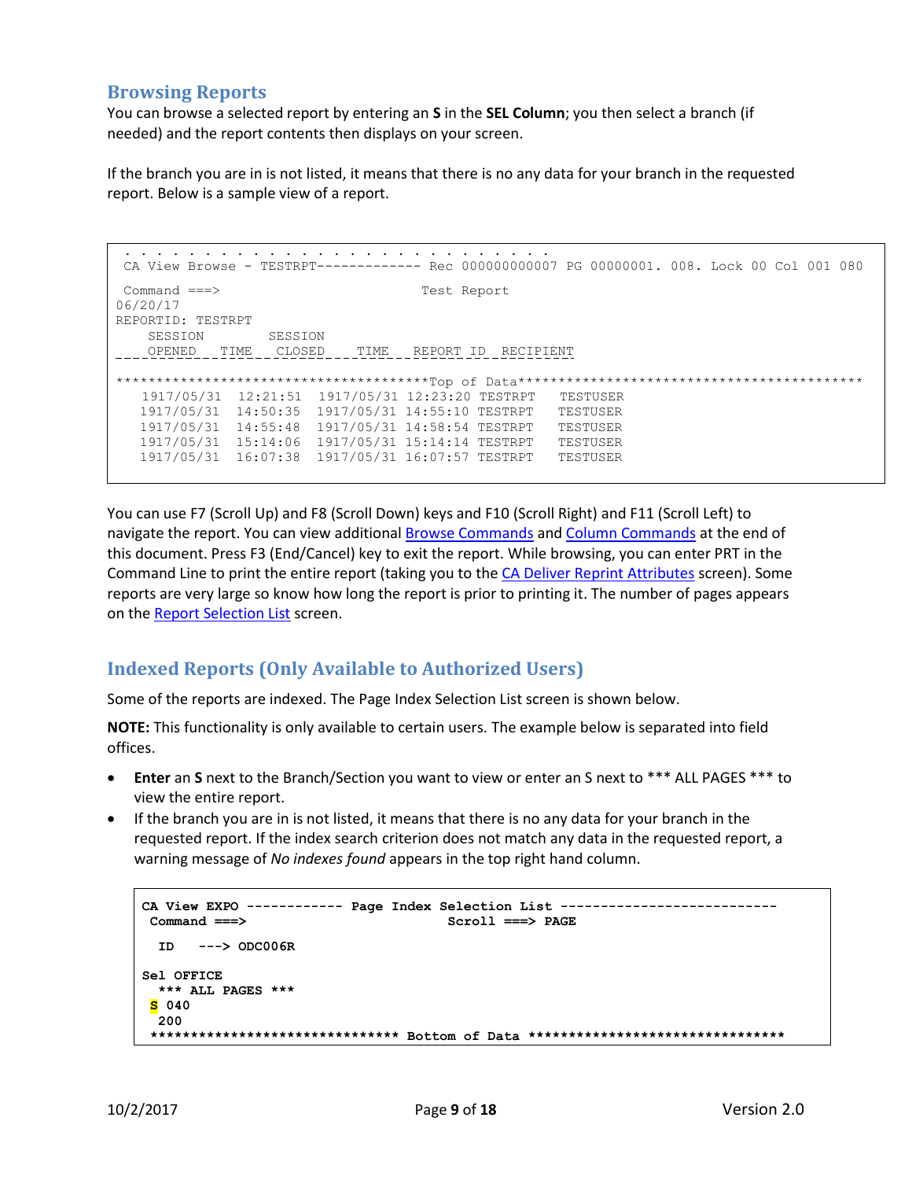## Browsing Reports

You can browse a selected report by entering an **S** in the **SEL Column**; you then select a branch (if needed) and the report contents then displays on your screen.

If the branch you are in is not listed, it means that there is no any data for your branch in the requested report. Below is a sample view of a report.

```
 . . . . . . . . . . . . . . . . . . . . . . . . . . .
 CA View Browse - TESTRPT------------- Rec 000000000007 PG 00000001. 008. Lock 00 Col 001 080

 Command ===>                           Test Report
06/20/17
REPORTID: TESTRPT
    SESSION        SESSION
 ___OPENED___TIME___CLOSED____TIME___REPORT_ID__RECIPIENT

**************************************Top of Data********************************************
   1917/05/31  12:21:51  1917/05/31 12:23:20 TESTRPT   TESTUSER
   1917/05/31  14:50:35  1917/05/31 14:55:10 TESTRPT   TESTUSER
   1917/05/31  14:55:48  1917/05/31 14:58:54 TESTRPT   TESTUSER
   1917/05/31  15:14:06  1917/05/31 15:14:14 TESTRPT   TESTUSER
   1917/05/31  16:07:38  1917/05/31 16:07:57 TESTRPT   TESTUSER
```

You can use F7 (Scroll Up) and F8 (Scroll Down) keys and F10 (Scroll Right) and F11 (Scroll Left) to navigate the report. You can view additional Browse Commands and Column Commands at the end of this document. Press F3 (End/Cancel) key to exit the report. While browsing, you can enter PRT in the Command Line to print the entire report (taking you to the CA Deliver Reprint Attributes screen). Some reports are very large so know how long the report is prior to printing it. The number of pages appears on the Report Selection List screen.

## Indexed Reports (Only Available to Authorized Users)

Some of the reports are indexed. The Page Index Selection List screen is shown below.

**NOTE:** This functionality is only available to certain users. The example below is separated into field offices.

- **Enter** an **S** next to the Branch/Section you want to view or enter an S next to *** ALL PAGES *** to view the entire report.
- If the branch you are in is not listed, it means that there is no any data for your branch in the requested report. If the index search criterion does not match any data in the requested report, a warning message of *No indexes found* appears in the top right hand column.

```
CA View EXPO ------------ Page Index Selection List ---------------------------
 Command ===>                           Scroll ===> PAGE

  ID   ---> ODC006R

Sel OFFICE
  *** ALL PAGES ***
 S 040
  200
 ****************************** Bottom of Data ********************************
```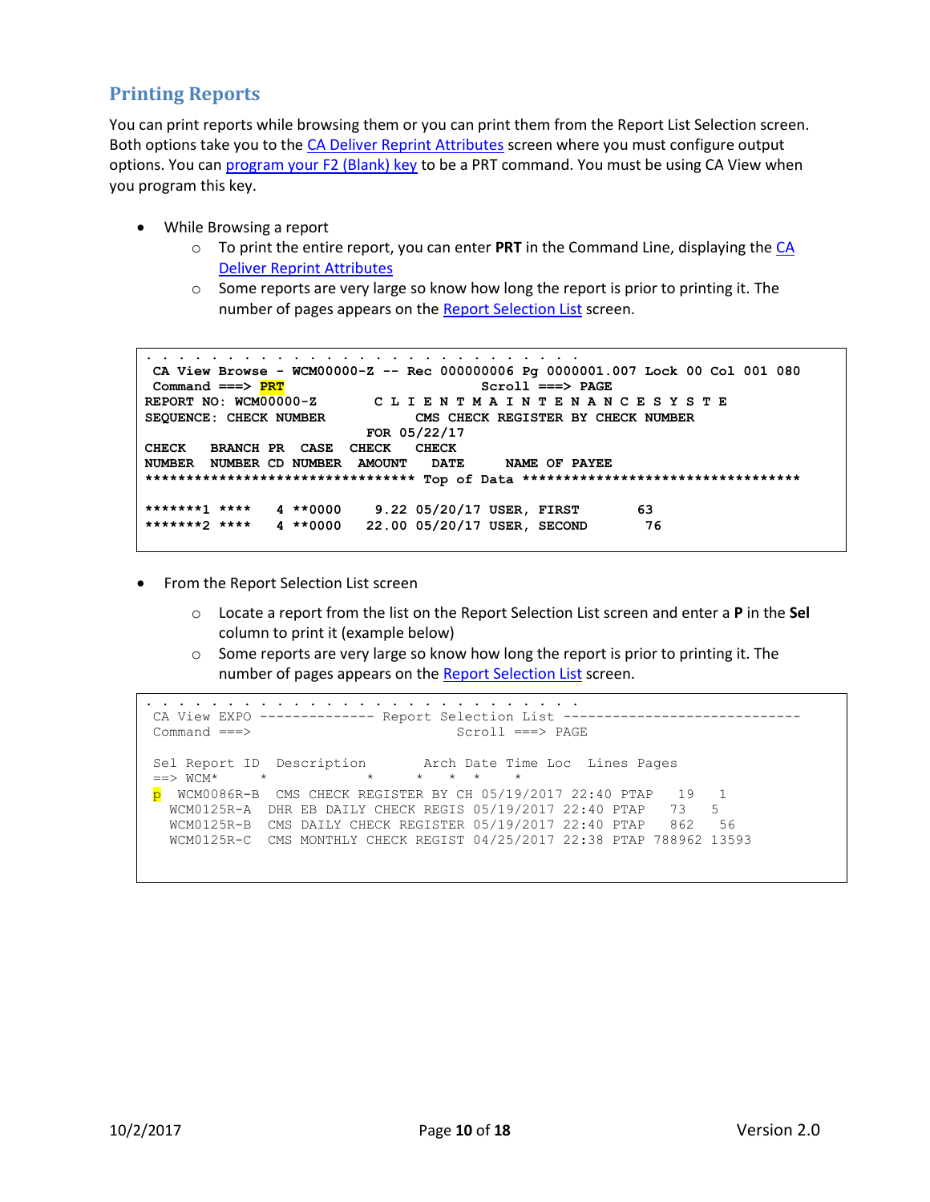## Printing Reports

You can print reports while browsing them or you can print them from the Report List Selection screen. Both options take you to the CA Deliver Reprint Attributes screen where you must configure output options. You can program your F2 (Blank) key to be a PRT command. You must be using CA View when you program this key.

- While Browsing a report
  - To print the entire report, you can enter **PRT** in the Command Line, displaying the CA Deliver Reprint Attributes
  - Some reports are very large so know how long the report is prior to printing it. The number of pages appears on the Report Selection List screen.

```
. . . . . . . . . . . . . . . . . . . . . . . . . . . . .
 CA View Browse - WCM00000-Z -- Rec 000000006 Pg 0000001.007 Lock 00 Col 001 080
 Command ===> PRT                                 Scroll ===> PAGE
REPORT NO: WCM00000-Z        C L I E N T M A I N T E N A N C E S Y S T E
SEQUENCE: CHECK NUMBER            CMS CHECK REGISTER BY CHECK NUMBER
                               FOR 05/22/17
CHECK    BRANCH PR  CASE  CHECK   CHECK
NUMBER   NUMBER CD NUMBER AMOUNT   DATE      NAME OF PAYEE
********************************* Top of Data **********************************

*******1 ****   4 **0000    9.22 05/20/17 USER, FIRST       63
*******2 ****   4 **0000   22.00 05/20/17 USER, SECOND       76
```

- From the Report Selection List screen
  - Locate a report from the list on the Report Selection List screen and enter a **P** in the **Sel** column to print it (example below)
  - Some reports are very large so know how long the report is prior to printing it. The number of pages appears on the Report Selection List screen.

```
. . . . . . . . . . . . . . . . . . . . . . . . . . . . .
 CA View EXPO -------------- Report Selection List -----------------------------
 Command ===>                       Scroll ===> PAGE

 Sel Report ID  Description       Arch Date Time Loc  Lines Pages
 ==> WCM*      *            *      *   *  *    *
 p  WCM0086R-B  CMS CHECK REGISTER BY CH 05/19/2017 22:40 PTAP   19   1
    WCM0125R-A  DHR EB DAILY CHECK REGIS 05/19/2017 22:40 PTAP   73   5
    WCM0125R-B  CMS DAILY CHECK REGISTER 05/19/2017 22:40 PTAP   862   56
    WCM0125R-C  CMS MONTHLY CHECK REGIST 04/25/2017 22:38 PTAP 788962 13593
```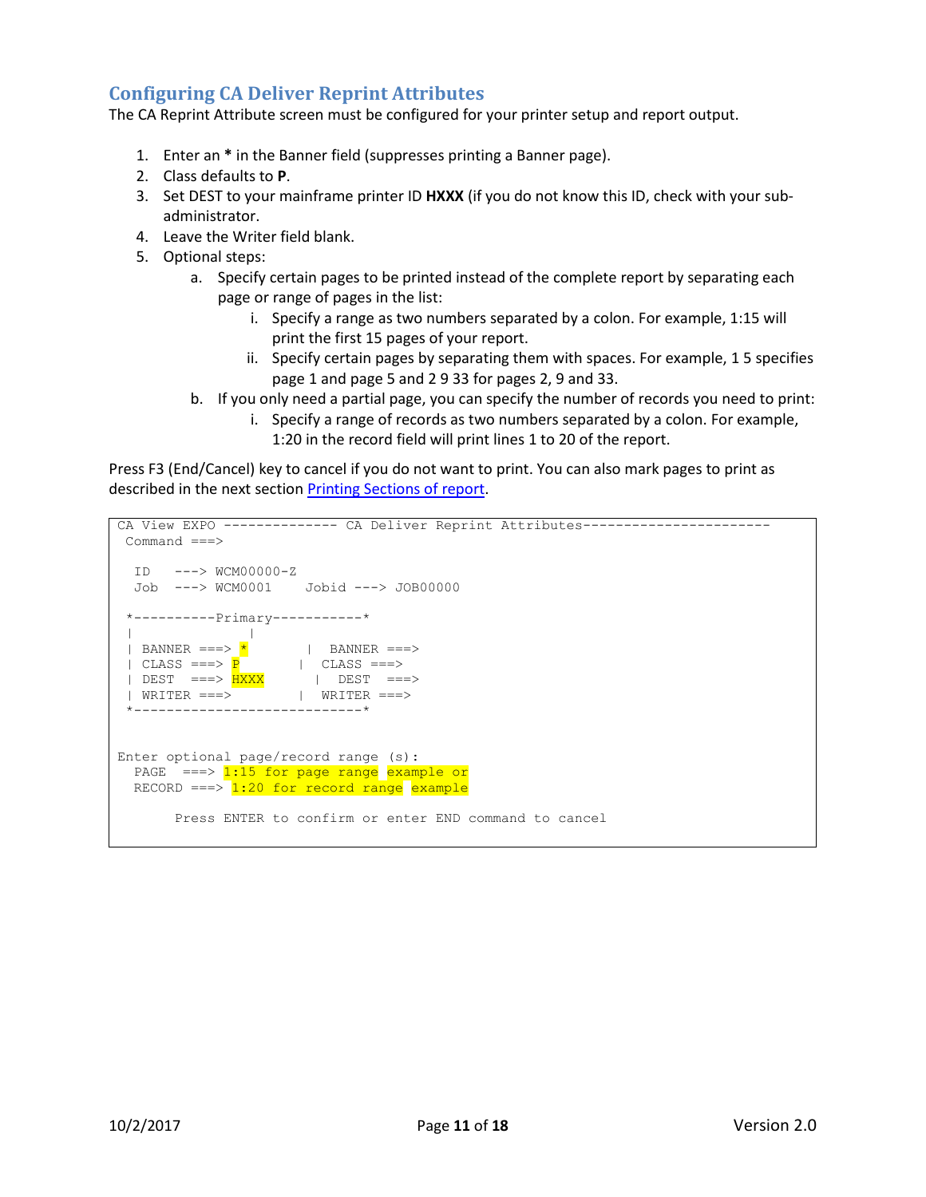## Configuring CA Deliver Reprint Attributes

The CA Reprint Attribute screen must be configured for your printer setup and report output.

1. Enter an **\*** in the Banner field (suppresses printing a Banner page).
2. Class defaults to **P**.
3. Set DEST to your mainframe printer ID **HXXX** (if you do not know this ID, check with your sub-administrator.
4. Leave the Writer field blank.
5. Optional steps:
   a. Specify certain pages to be printed instead of the complete report by separating each page or range of pages in the list:
      i. Specify a range as two numbers separated by a colon. For example, 1:15 will print the first 15 pages of your report.
      ii. Specify certain pages by separating them with spaces. For example, 1 5 specifies page 1 and page 5 and 2 9 33 for pages 2, 9 and 33.
   b. If you only need a partial page, you can specify the number of records you need to print:
      i. Specify a range of records as two numbers separated by a colon. For example, 1:20 in the record field will print lines 1 to 20 of the report.

Press F3 (End/Cancel) key to cancel if you do not want to print. You can also mark pages to print as described in the next section [Printing Sections of report](#).

```
CA View EXPO -------------- CA Deliver Reprint Attributes-----------------------
 Command ===>

  ID   ---> WCM00000-Z
  Job  ---> WCM0001    Jobid ---> JOB00000

 *----------Primary-----------*
 |              |
 | BANNER ===> *        |  BANNER ===>
 | CLASS ===> P        |  CLASS ===>
 | DEST  ===> HXXX      |  DEST  ===>
 | WRITER ===>         |  WRITER ===>
 *----------------------------*


Enter optional page/record range (s):
  PAGE  ===> 1:15 for page range example or
  RECORD ===> 1:20 for record range example

       Press ENTER to confirm or enter END command to cancel
```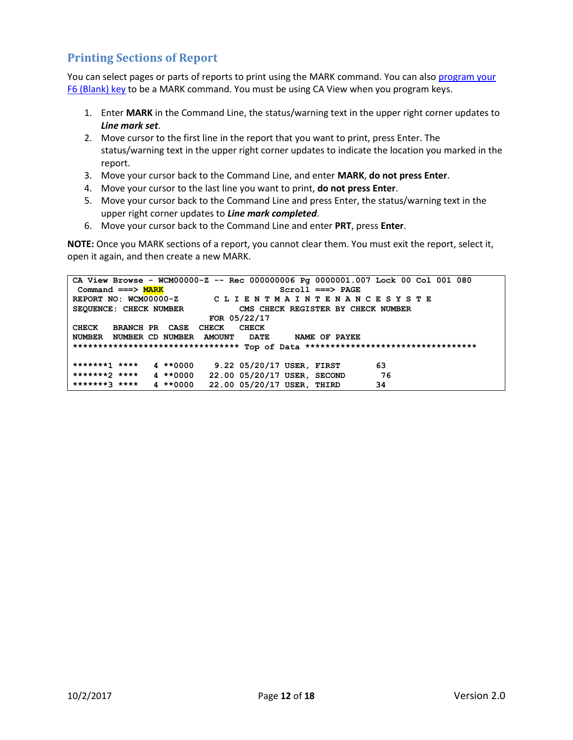## Printing Sections of Report

You can select pages or parts of reports to print using the MARK command. You can also program your F6 (Blank) key to be a MARK command. You must be using CA View when you program keys.

1. Enter **MARK** in the Command Line, the status/warning text in the upper right corner updates to ***Line mark set***.
2. Move cursor to the first line in the report that you want to print, press Enter. The status/warning text in the upper right corner updates to indicate the location you marked in the report.
3. Move your cursor back to the Command Line, and enter **MARK**, **do not press Enter**.
4. Move your cursor to the last line you want to print, **do not press Enter**.
5. Move your cursor back to the Command Line and press Enter, the status/warning text in the upper right corner updates to ***Line mark completed***.
6. Move your cursor back to the Command Line and enter **PRT**, press **Enter**.

**NOTE:** Once you MARK sections of a report, you cannot clear them. You must exit the report, select it, open it again, and then create a new MARK.

```
CA View Browse - WCM00000-Z -- Rec 000000006 Pg 0000001.007 Lock 00 Col 001 080
 Command ===> MARK                             Scroll ===> PAGE
REPORT NO: WCM00000-Z       C L I E N T M A I N T E N A N C E S Y S T E
SEQUENCE: CHECK NUMBER           CMS CHECK REGISTER BY CHECK NUMBER
                           FOR 05/22/17
CHECK   BRANCH PR  CASE  CHECK   CHECK
NUMBER  NUMBER CD NUMBER  AMOUNT   DATE     NAME OF PAYEE
********************************* Top of Data **********************************

*******1 ****   4 **0000    9.22 05/20/17 USER, FIRST       63
*******2 ****   4 **0000   22.00 05/20/17 USER, SECOND       76
*******3 ****   4 **0000   22.00 05/20/17 USER, THIRD       34
```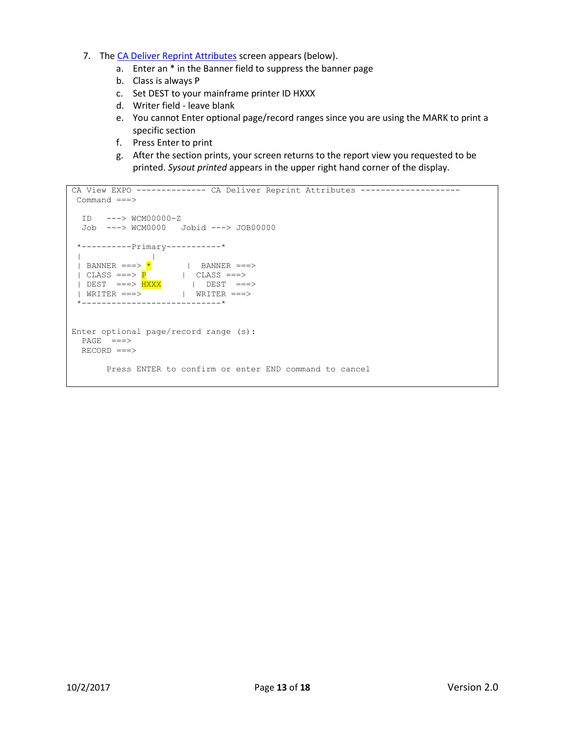7. The [CA Deliver Reprint Attributes] screen appears (below).
   a. Enter an * in the Banner field to suppress the banner page
   b. Class is always P
   c. Set DEST to your mainframe printer ID HXXX
   d. Writer field - leave blank
   e. You cannot Enter optional page/record ranges since you are using the MARK to print a specific section
   f. Press Enter to print
   g. After the section prints, your screen returns to the report view you requested to be printed. *Sysout printed* appears in the upper right hand corner of the display.

```
CA View EXPO -------------- CA Deliver Reprint Attributes --------------------
 Command ===>

  ID   ---> WCM00000-Z
  Job  ---> WCM0000   Jobid ---> JOB00000

 *----------Primary-----------*
 |              |
 | BANNER ===> *       |  BANNER ===>
 | CLASS ===> P        |  CLASS ===>
 | DEST  ===> HXXX      |  DEST  ===>
 | WRITER ===>         |  WRITER ===>
 *----------------------------*


Enter optional page/record range (s):
  PAGE   ===>
  RECORD ===>

       Press ENTER to confirm or enter END command to cancel
```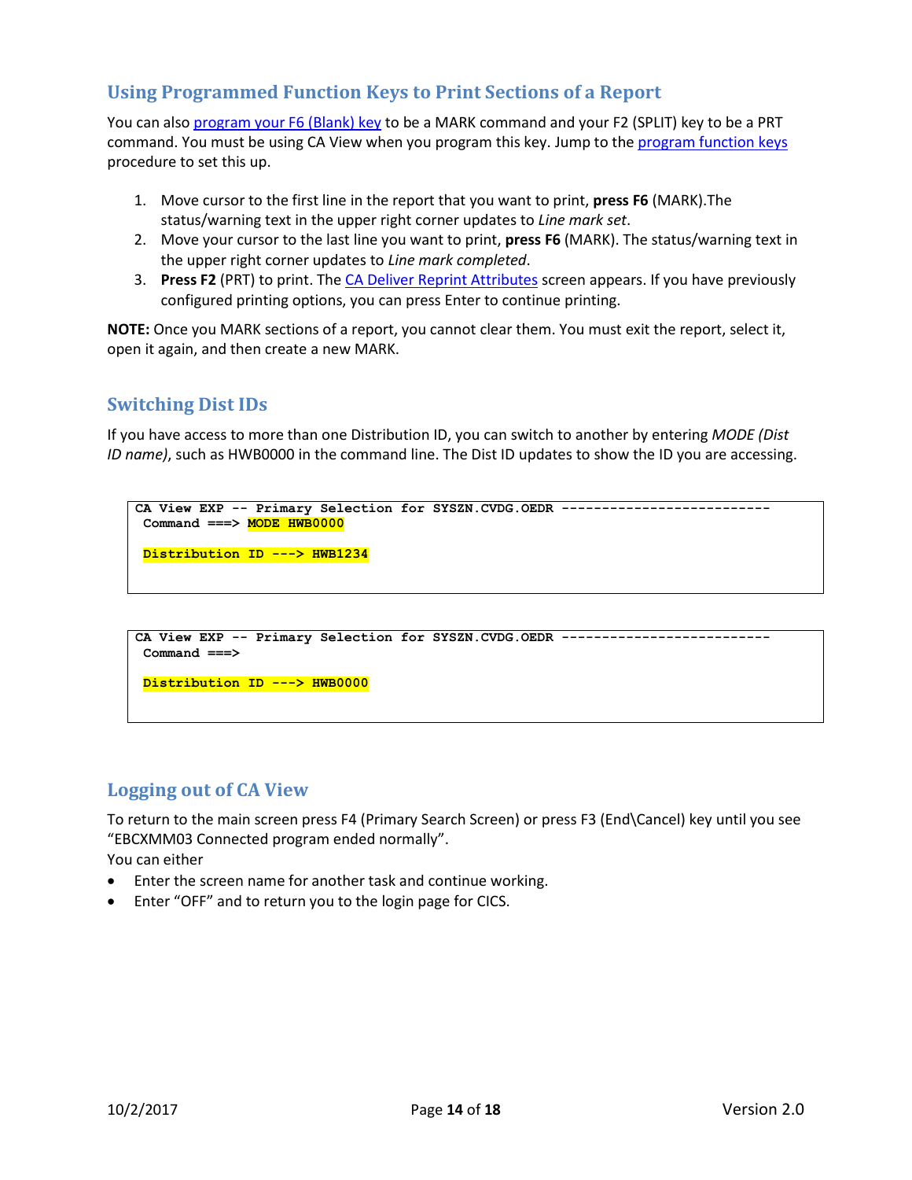## Using Programmed Function Keys to Print Sections of a Report

You can also [program your F6 (Blank) key](#) to be a MARK command and your F2 (SPLIT) key to be a PRT command. You must be using CA View when you program this key. Jump to the [program function keys](#) procedure to set this up.

1. Move cursor to the first line in the report that you want to print, **press F6** (MARK).The status/warning text in the upper right corner updates to *Line mark set*.
2. Move your cursor to the last line you want to print, **press F6** (MARK). The status/warning text in the upper right corner updates to *Line mark completed*.
3. **Press F2** (PRT) to print. The [CA Deliver Reprint Attributes](#) screen appears. If you have previously configured printing options, you can press Enter to continue printing.

**NOTE:** Once you MARK sections of a report, you cannot clear them. You must exit the report, select it, open it again, and then create a new MARK.

## Switching Dist IDs

If you have access to more than one Distribution ID, you can switch to another by entering *MODE (Dist ID name)*, such as HWB0000 in the command line. The Dist ID updates to show the ID you are accessing.

```
CA View EXP -- Primary Selection for SYSZN.CVDG.OEDR --------------------------
 Command ===> MODE HWB0000

 Distribution ID ---> HWB1234
```

```
CA View EXP -- Primary Selection for SYSZN.CVDG.OEDR --------------------------
 Command ===>

 Distribution ID ---> HWB0000
```

## Logging out of CA View

To return to the main screen press F4 (Primary Search Screen) or press F3 (End\Cancel) key until you see "EBCXMM03 Connected program ended normally".
You can either

- Enter the screen name for another task and continue working.
- Enter "OFF" and to return you to the login page for CICS.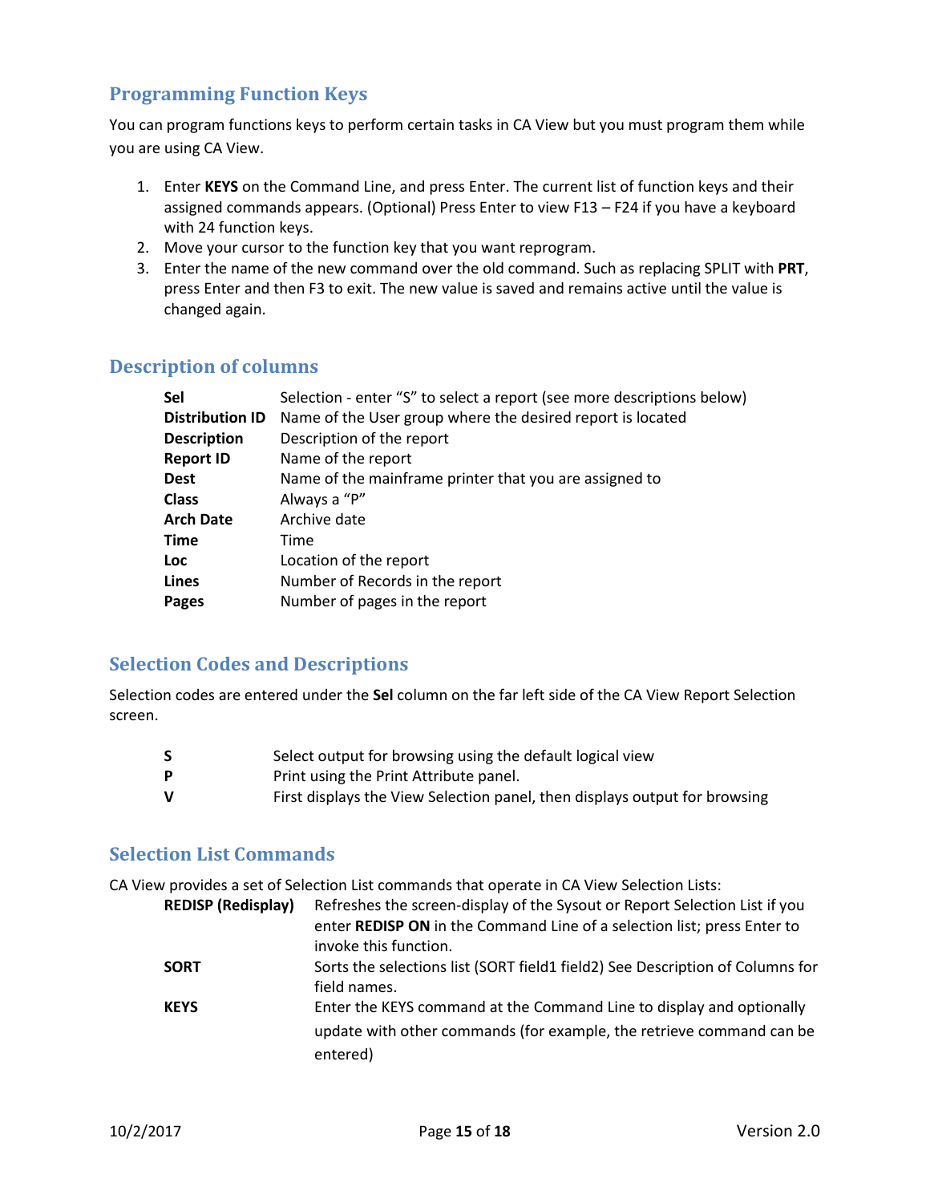## Programming Function Keys

You can program functions keys to perform certain tasks in CA View but you must program them while you are using CA View.

1. Enter **KEYS** on the Command Line, and press Enter. The current list of function keys and their assigned commands appears. (Optional) Press Enter to view F13 – F24 if you have a keyboard with 24 function keys.
2. Move your cursor to the function key that you want reprogram.
3. Enter the name of the new command over the old command. Such as replacing SPLIT with **PRT**, press Enter and then F3 to exit. The new value is saved and remains active until the value is changed again.

## Description of columns

| | |
|---|---|
| **Sel** | Selection - enter "S" to select a report (see more descriptions below) |
| **Distribution ID** | Name of the User group where the desired report is located |
| **Description** | Description of the report |
| **Report ID** | Name of the report |
| **Dest** | Name of the mainframe printer that you are assigned to |
| **Class** | Always a "P" |
| **Arch Date** | Archive date |
| **Time** | Time |
| **Loc** | Location of the report |
| **Lines** | Number of Records in the report |
| **Pages** | Number of pages in the report |

## Selection Codes and Descriptions

Selection codes are entered under the **Sel** column on the far left side of the CA View Report Selection screen.

| | |
|---|---|
| **S** | Select output for browsing using the default logical view |
| **P** | Print using the Print Attribute panel. |
| **V** | First displays the View Selection panel, then displays output for browsing |

## Selection List Commands

CA View provides a set of Selection List commands that operate in CA View Selection Lists:

| | |
|---|---|
| **REDISP (Redisplay)** | Refreshes the screen-display of the Sysout or Report Selection List if you enter **REDISP ON** in the Command Line of a selection list; press Enter to invoke this function. |
| **SORT** | Sorts the selections list (SORT field1 field2) See Description of Columns for field names. |
| **KEYS** | Enter the KEYS command at the Command Line to display and optionally update with other commands (for example, the retrieve command can be entered) |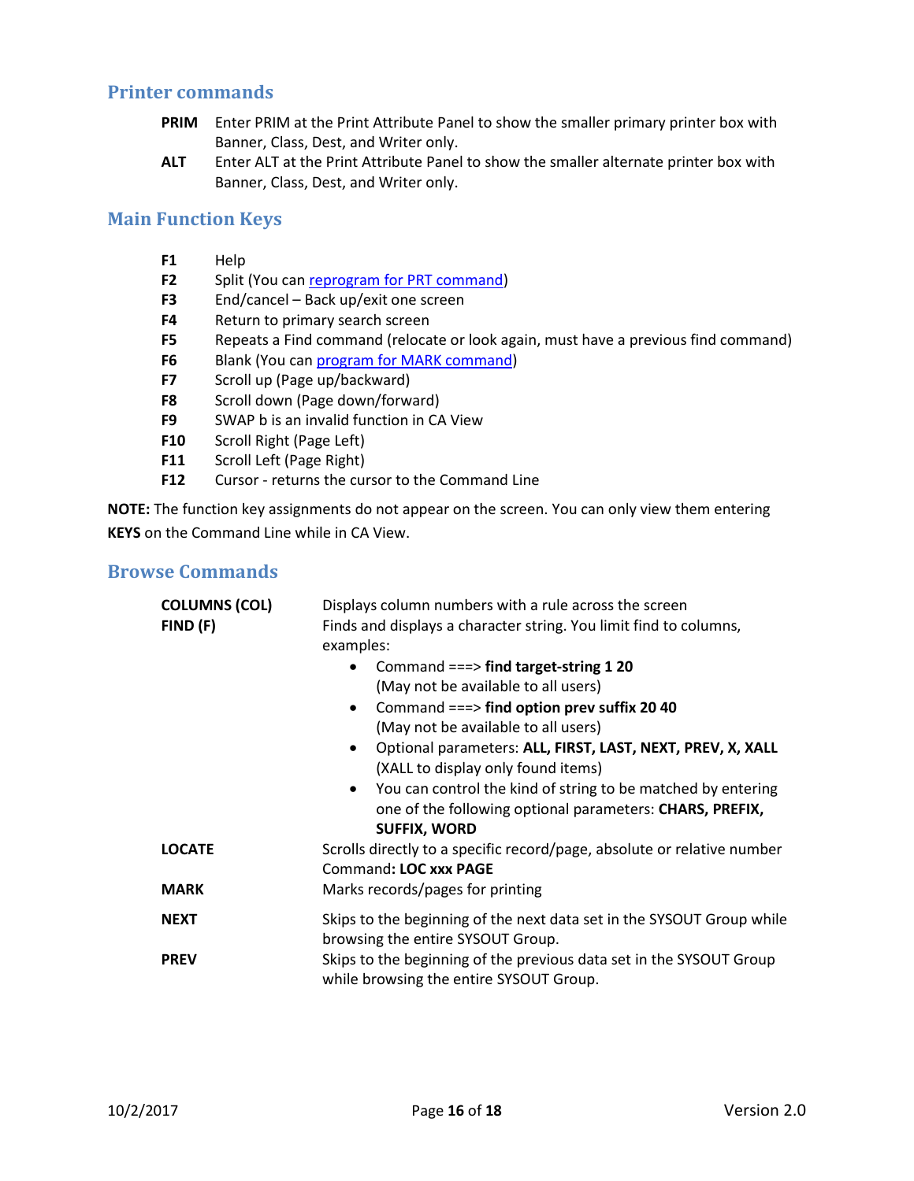## Printer commands

**PRIM** Enter PRIM at the Print Attribute Panel to show the smaller primary printer box with Banner, Class, Dest, and Writer only.

**ALT** Enter ALT at the Print Attribute Panel to show the smaller alternate printer box with Banner, Class, Dest, and Writer only.

## Main Function Keys

| | |
|---|---|
| **F1** | Help |
| **F2** | Split (You can reprogram for PRT command) |
| **F3** | End/cancel – Back up/exit one screen |
| **F4** | Return to primary search screen |
| **F5** | Repeats a Find command (relocate or look again, must have a previous find command) |
| **F6** | Blank (You can program for MARK command) |
| **F7** | Scroll up (Page up/backward) |
| **F8** | Scroll down (Page down/forward) |
| **F9** | SWAP b is an invalid function in CA View |
| **F10** | Scroll Right (Page Left) |
| **F11** | Scroll Left (Page Right) |
| **F12** | Cursor - returns the cursor to the Command Line |

**NOTE:** The function key assignments do not appear on the screen. You can only view them entering **KEYS** on the Command Line while in CA View.

## Browse Commands

**COLUMNS (COL)** Displays column numbers with a rule across the screen

**FIND (F)** Finds and displays a character string. You limit find to columns, examples:

- Command ===> **find target-string 1 20** (May not be available to all users)
- Command ===> **find option prev suffix 20 40** (May not be available to all users)
- Optional parameters: **ALL, FIRST, LAST, NEXT, PREV, X, XALL** (XALL to display only found items)
- You can control the kind of string to be matched by entering one of the following optional parameters: **CHARS, PREFIX, SUFFIX, WORD**

**LOCATE** Scrolls directly to a specific record/page, absolute or relative number Command**: LOC xxx PAGE**

**MARK** Marks records/pages for printing

**NEXT** Skips to the beginning of the next data set in the SYSOUT Group while browsing the entire SYSOUT Group.

**PREV** Skips to the beginning of the previous data set in the SYSOUT Group while browsing the entire SYSOUT Group.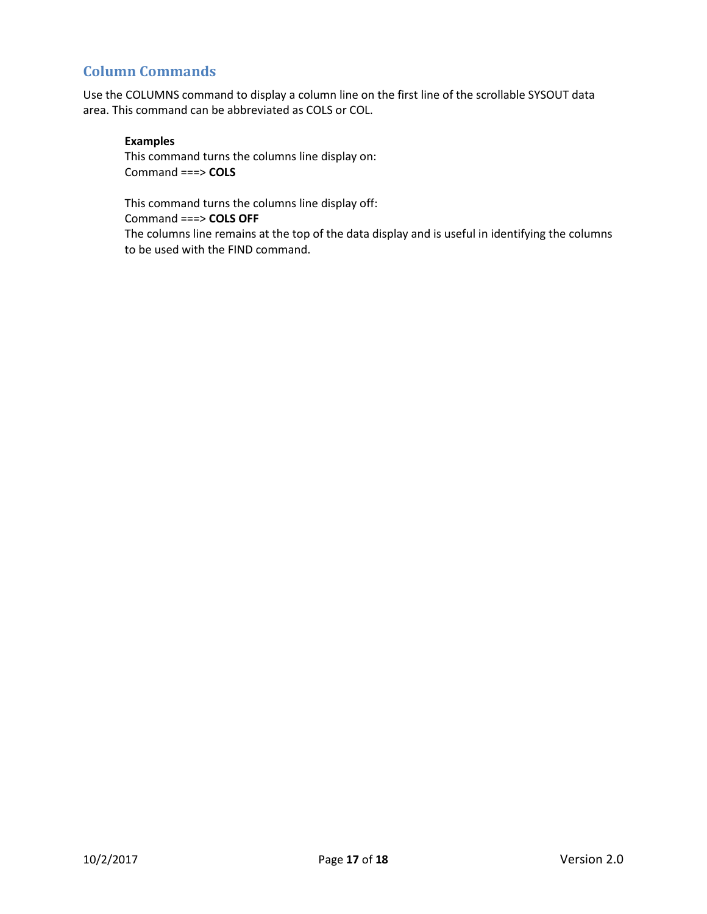## Column Commands

Use the COLUMNS command to display a column line on the first line of the scrollable SYSOUT data area. This command can be abbreviated as COLS or COL.

**Examples**

This command turns the columns line display on:
Command ===> **COLS**

This command turns the columns line display off:
Command ===> **COLS OFF**
The columns line remains at the top of the data display and is useful in identifying the columns to be used with the FIND command.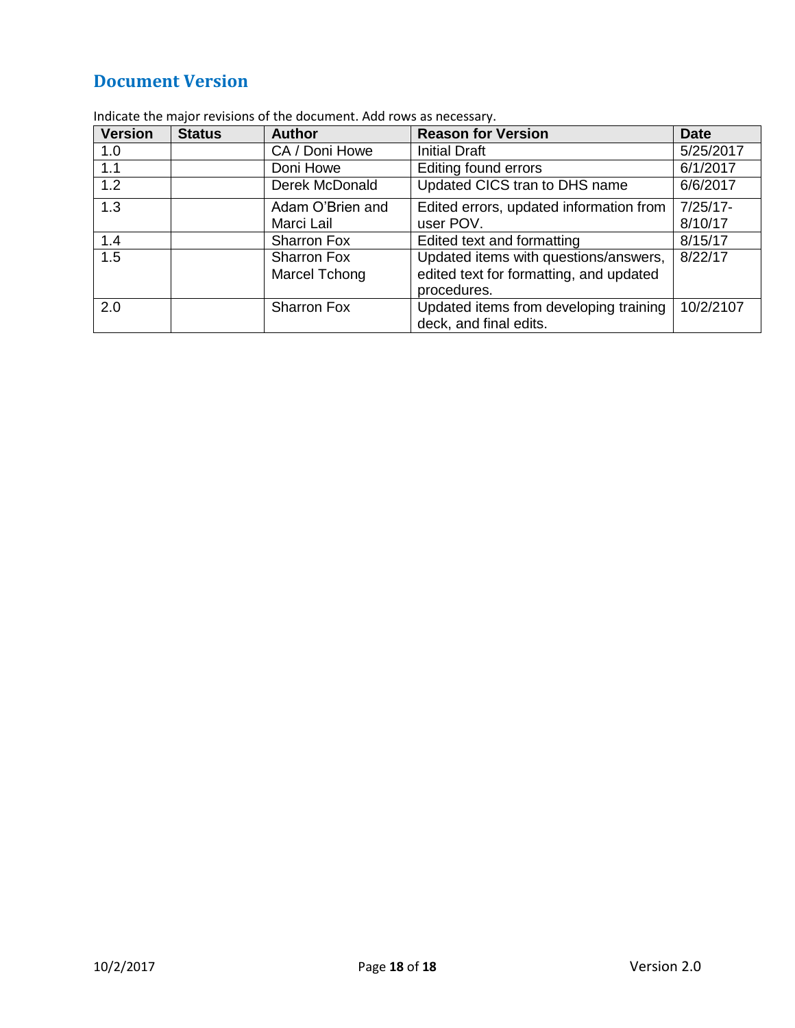## Document Version

Indicate the major revisions of the document. Add rows as necessary.

| Version | Status | Author | Reason for Version | Date |
|---|---|---|---|---|
| 1.0 | | CA / Doni Howe | Initial Draft | 5/25/2017 |
| 1.1 | | Doni Howe | Editing found errors | 6/1/2017 |
| 1.2 | | Derek McDonald | Updated CICS tran to DHS name | 6/6/2017 |
| 1.3 | | Adam O'Brien and Marci Lail | Edited errors, updated information from user POV. | 7/25/17-8/10/17 |
| 1.4 | | Sharron Fox | Edited text and formatting | 8/15/17 |
| 1.5 | | Sharron Fox Marcel Tchong | Updated items with questions/answers, edited text for formatting, and updated procedures. | 8/22/17 |
| 2.0 | | Sharron Fox | Updated items from developing training deck, and final edits. | 10/2/2107 |